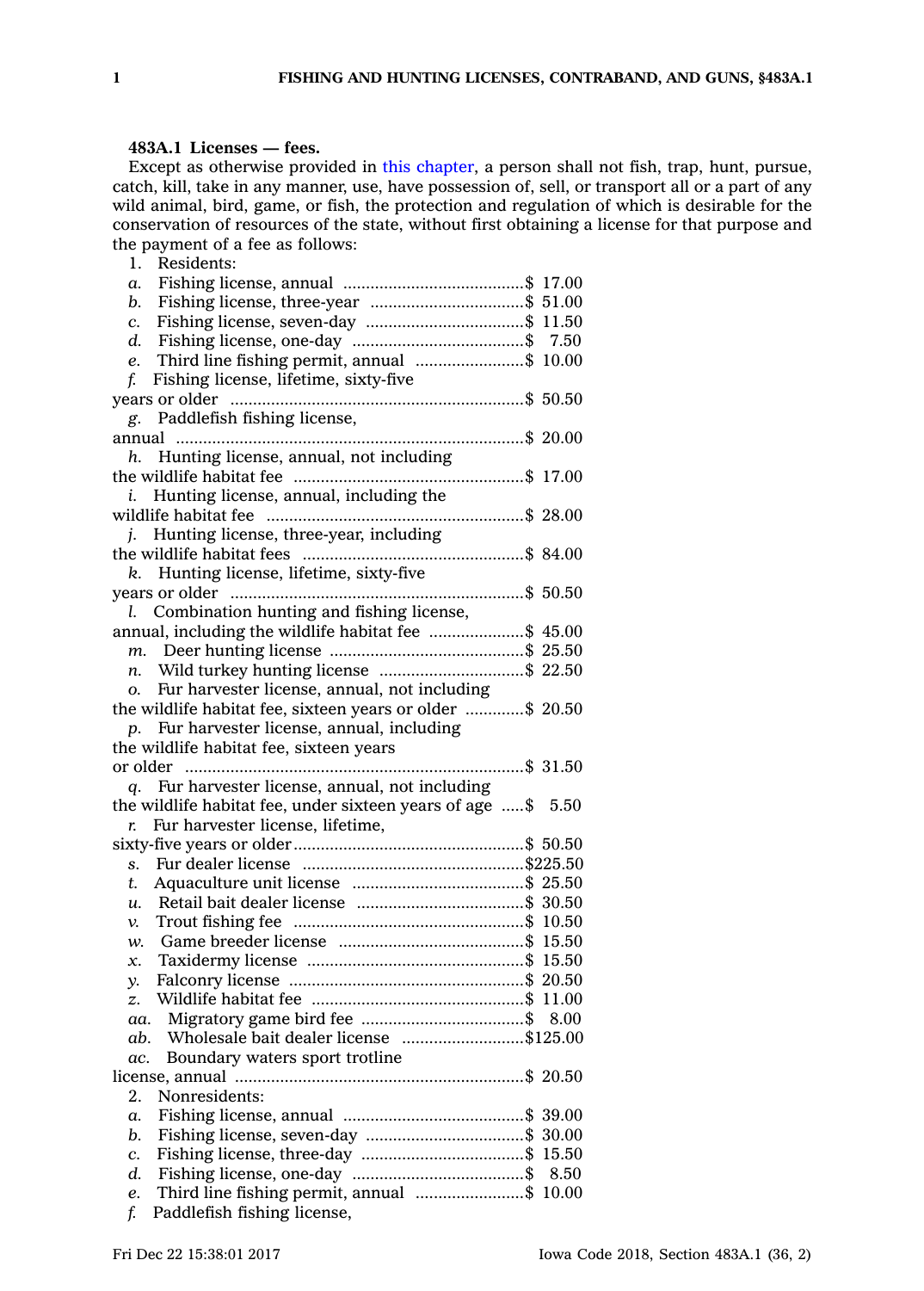**483A.1 Licenses — fees.**

Except as otherwise provided in this chapter, a person shall not fish, trap, hunt, pursue, catch, kill, take in any manner, use, have possession of, sell, or transport all or a part of any wild animal, bird, game, or fish, the protection and regulation of which is desirable for the conservation of resources of the state, without first obtaining a license for that purpose and the payment of a fee as follows:

1. Residents:

*a.* Fishing license, annual ........................................$ 17.00

*b.* Fishing license, three-year ..................................$ 51.00

*c.* Fishing license, seven-day ...................................$ 11.50

*d.* Fishing license, one-day ......................................$ 7.50

*e.* Third line fishing permit, annual ........................$ 10.00

*f.* Fishing license, lifetime, sixty-five years or older ................................................................$ 50.50

*g.* Paddlefish fishing license, annual ............................................................................$ 20.00

*h.* Hunting license, annual, not including the wildlife habitat fee ...................................................$ 17.00

*i.* Hunting license, annual, including the wildlife habitat fee ........................................................$ 28.00

*j.* Hunting license, three-year, including the wildlife habitat fees .................................................$ 84.00

*k.* Hunting license, lifetime, sixty-five years or older ................................................................$ 50.50

*l.* Combination hunting and fishing license, annual, including the wildlife habitat fee .....................$ 45.00

*m.* Deer hunting license ...........................................$ 25.50

*n.* Wild turkey hunting license ................................$ 22.50

*o.* Fur harvester license, annual, not including the wildlife habitat fee, sixteen years or older .............$ 20.50

*p.* Fur harvester license, annual, including the wildlife habitat fee, sixteen years or older ..........................................................................$ 31.50

*q.* Fur harvester license, annual, not including the wildlife habitat fee, under sixteen years of age .....$ 5.50

*r.* Fur harvester license, lifetime, sixty-five years or older..................................................$ 50.50

*s.* Fur dealer license .................................................$225.50

*t.* Aquaculture unit license ......................................$ 25.50

*u.* Retail bait dealer license .....................................$ 30.50

*v.* Trout fishing fee ..................................................$ 10.50

*w.* Game breeder license .........................................$ 15.50

*x.* Taxidermy license ................................................$ 15.50

*y.* Falconry license ...................................................$ 20.50

*z.* Wildlife habitat fee ...............................................$ 11.00

*aa.* Migratory game bird fee ....................................$ 8.00

*ab.* Wholesale bait dealer license ...........................$125.00

*ac.* Boundary waters sport trotline license, annual ...............................................................$ 20.50

2. Nonresidents:

*a.* Fishing license, annual ........................................$ 39.00

*b.* Fishing license, seven-day ...................................$ 30.00

*c.* Fishing license, three-day ....................................$ 15.50

*d.* Fishing license, one-day ......................................$ 8.50

*e.* Third line fishing permit, annual ........................$ 10.00

*f.* Paddlefish fishing license,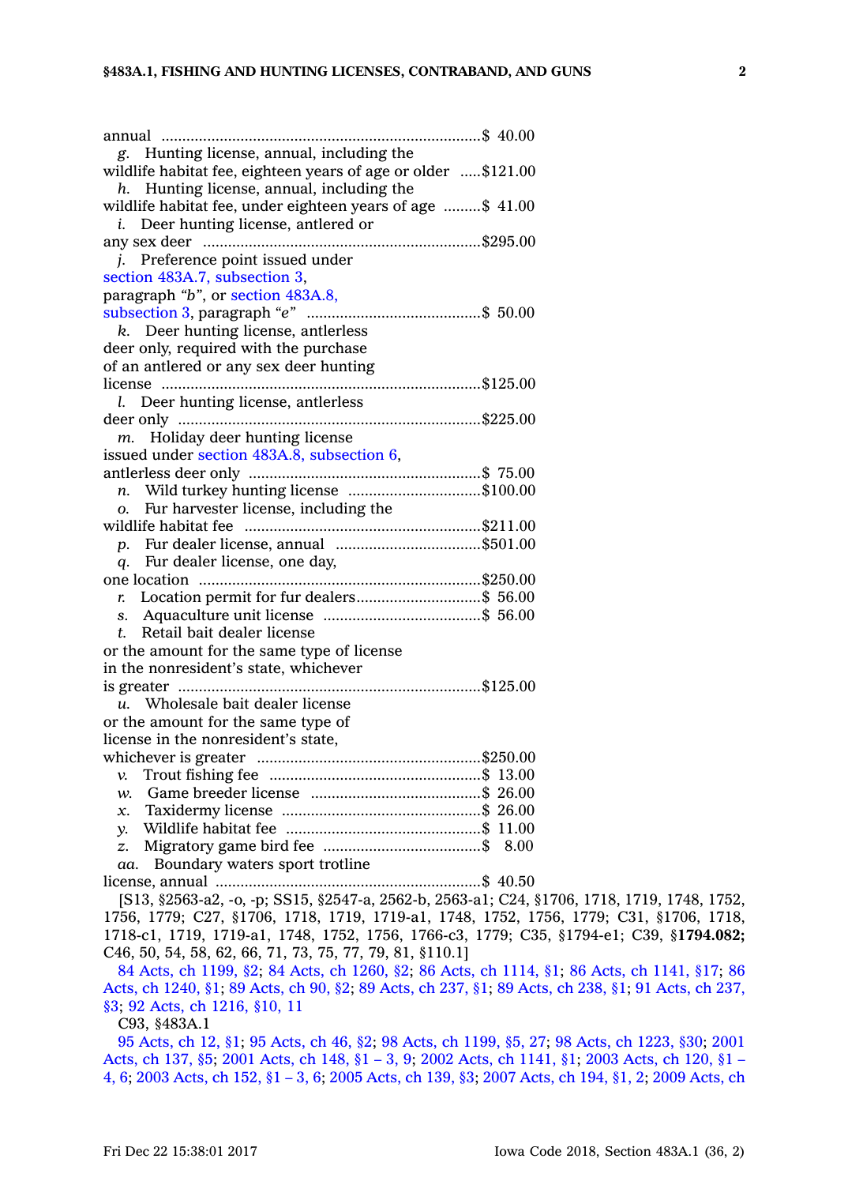annual ........................................................................$ 40.00

*g.* Hunting license, annual, including the wildlife habitat fee, eighteen years of age or older .....$121.00

*h.* Hunting license, annual, including the wildlife habitat fee, under eighteen years of age .........$ 41.00

*i.* Deer hunting license, antlered or any sex deer ..................................................................$295.00

*j.* Preference point issued under section 483A.7, subsection 3, paragraph "*b*", or section 483A.8, subsection 3, paragraph "*e*" ..........................................$ 50.00

*k.* Deer hunting license, antlerless deer only, required with the purchase of an antlered or any sex deer hunting license ............................................................................$125.00

*l.* Deer hunting license, antlerless deer only ........................................................................$225.00

*m.* Holiday deer hunting license issued under section 483A.8, subsection 6, antlerless deer only .......................................................$ 75.00

*n.* Wild turkey hunting license ................................$100.00

*o.* Fur harvester license, including the wildlife habitat fee ........................................................$211.00

*p.* Fur dealer license, annual ...................................$501.00

*q.* Fur dealer license, one day, one location ...................................................................$250.00

*r.* Location permit for fur dealers..............................$ 56.00

*s.* Aquaculture unit license ......................................$ 56.00

*t.* Retail bait dealer license or the amount for the same type of license in the nonresident's state, whichever is greater ........................................................................$125.00

*u.* Wholesale bait dealer license or the amount for the same type of license in the nonresident's state, whichever is greater .....................................................$250.00

*v.* Trout fishing fee ...................................................$ 13.00

*w.* Game breeder license .........................................$ 26.00

*x.* Taxidermy license ................................................$ 26.00

*y.* Wildlife habitat fee ...............................................$ 11.00

*z.* Migratory game bird fee ......................................$ 8.00

*aa.* Boundary waters sport trotline license, annual ................................................................$ 40.50

[S13, §2563-a2, -o, -p; SS15, §2547-a, 2562-b, 2563-a1; C24, §1706, 1718, 1719, 1748, 1752, 1756, 1779; C27, §1706, 1718, 1719, 1719-a1, 1748, 1752, 1756, 1779; C31, §1706, 1718, 1718-c1, 1719, 1719-a1, 1748, 1752, 1756, 1766-c3, 1779; C35, §1794-e1; C39, §**1794.082;** C46, 50, 54, 58, 62, 66, 71, 73, 75, 77, 79, 81, §110.1]

84 Acts, ch 1199, §2; 84 Acts, ch 1260, §2; 86 Acts, ch 1114, §1; 86 Acts, ch 1141, §17; 86 Acts, ch 1240, §1; 89 Acts, ch 90, §2; 89 Acts, ch 237, §1; 89 Acts, ch 238, §1; 91 Acts, ch 237, §3; 92 Acts, ch 1216, §10, 11

C93, §483A.1

95 Acts, ch 12, §1; 95 Acts, ch 46, §2; 98 Acts, ch 1199, §5, 27; 98 Acts, ch 1223, §30; 2001 Acts, ch 137, §5; 2001 Acts, ch 148, §1 – 3, 9; 2002 Acts, ch 1141, §1; 2003 Acts, ch 120, §1 – 4, 6; 2003 Acts, ch 152, §1 – 3, 6; 2005 Acts, ch 139, §3; 2007 Acts, ch 194, §1, 2; 2009 Acts, ch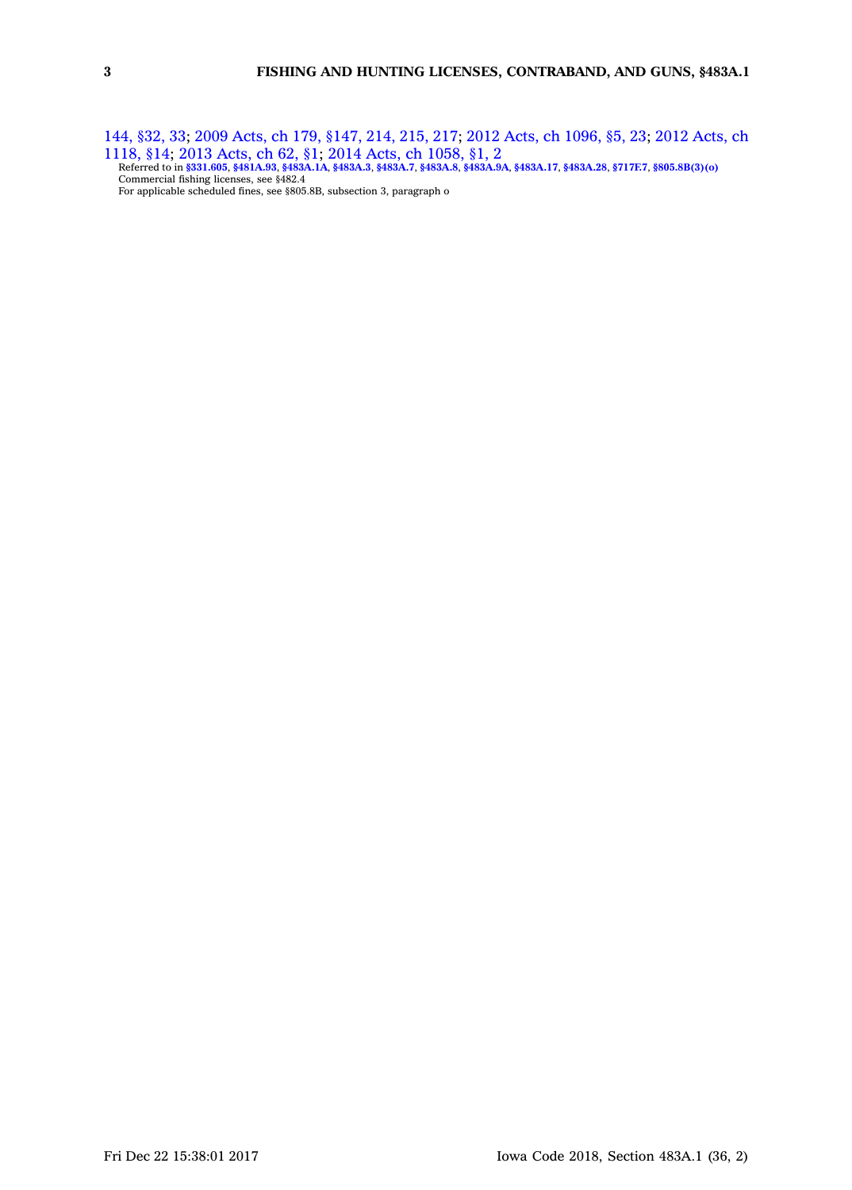144, §32, 33; 2009 Acts, ch 179, §147, 214, 215, 217; 2012 Acts, ch 1096, §5, 23; 2012 Acts, ch 1118, §14; 2013 Acts, ch 62, §1; 2014 Acts, ch 1058, §1, 2

Referred to in **§331.605**, **§481A.93**, **§483A.1A**, **§483A.3**, **§483A.7**, **§483A.8**, **§483A.9A**, **§483A.17**, **§483A.28**, **§717F.7**, **§805.8B(3)(o)**

Commercial fishing licenses, see §482.4

For applicable scheduled fines, see §805.8B, subsection 3, paragraph o